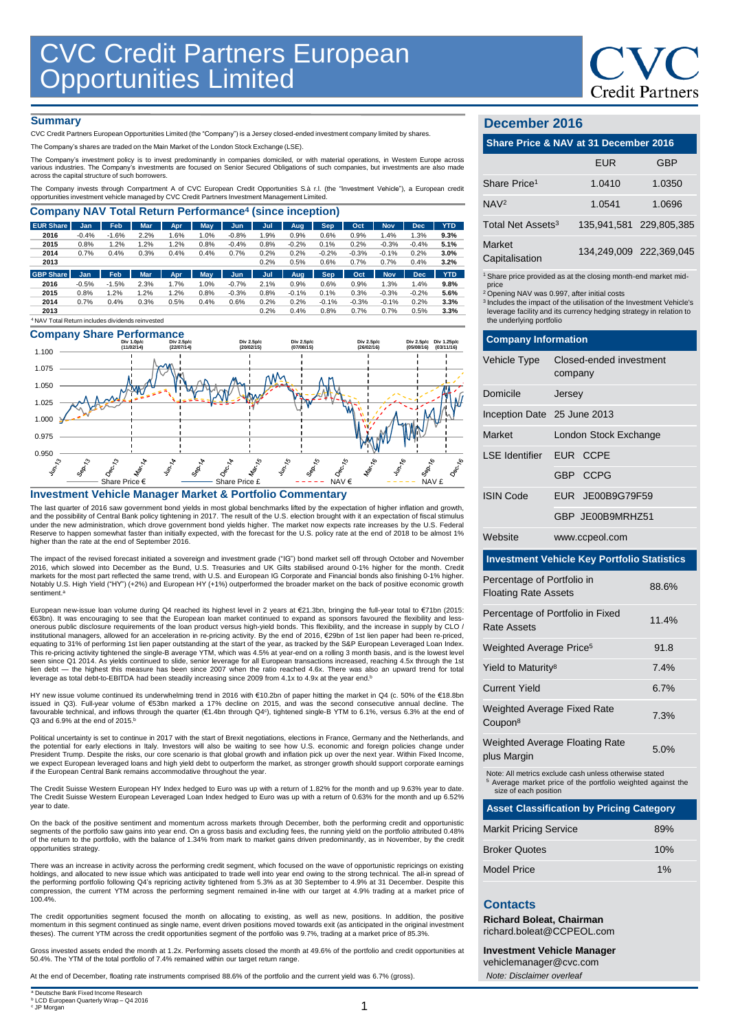# CVC Credit Partners European Opportunities Limited

## Summary

CVC Credit Partners European Opportunities Limited (the "Company") is a Jersey closed-ended investment company limited by shares.

The Company's shares are traded on the Main Market of the London Stock Exchange (LSE).

The Company's investment policy is to invest predominantly in companies domiciled, or with material operations, in Western Europe across various industries. The Company's investments are focused on Senior Secured Obligations of such companies, but investments are also made across the capital structure of such borrowers.

The Company invests through Compartment A of CVC European Credit Opportunities S.à r.l. (the "Investment Vehicle"), a European credit opportunities investment vehicle managed by CVC Credit Partners Investment Management Limited.

## Company NAV Total Return Performance[4] (since inception)

| EUR Share | Jan | Feb | Mar | Apr | May | Jun | Jul | Aug | Sep | Oct | Nov | Dec | YTD |
|---|---|---|---|---|---|---|---|---|---|---|---|---|---|
| 2016 | -0.4% | -1.6% | 2.2% | 1.6% | 1.0% | -0.8% | 1.9% | 0.9% | 0.6% | 0.9% | 1.4% | 1.3% | **9.3%** |
| 2015 | 0.8% | 1.2% | 1.2% | 1.2% | 0.8% | -0.4% | 0.8% | -0.2% | 0.1% | 0.2% | -0.3% | -0.4% | **5.1%** |
| 2014 | 0.7% | 0.4% | 0.3% | 0.4% | 0.4% | 0.7% | 0.2% | 0.2% | -0.2% | -0.3% | -0.1% | 0.2% | **3.0%** |
| 2013 | | | | | | | 0.2% | 0.5% | 0.6% | 0.7% | 0.7% | 0.4% | **3.2%** |

| GBP Share | Jan | Feb | Mar | Apr | May | Jun | Jul | Aug | Sep | Oct | Nov | Dec | YTD |
|---|---|---|---|---|---|---|---|---|---|---|---|---|---|
| 2016 | -0.5% | -1.5% | 2.3% | 1.7% | 1.0% | -0.7% | 2.1% | 0.9% | 0.6% | 0.9% | 1.3% | 1.4% | **9.8%** |
| 2015 | 0.8% | 1.2% | 1.2% | 1.2% | 0.8% | -0.3% | 0.8% | -0.1% | 0.1% | 0.3% | -0.3% | -0.2% | **5.6%** |
| 2014 | 0.7% | 0.4% | 0.3% | 0.5% | 0.4% | 0.6% | 0.2% | 0.2% | -0.1% | -0.3% | -0.1% | 0.2% | **3.3%** |
| 2013 | | | | | | | 0.2% | 0.4% | 0.8% | 0.7% | 0.7% | 0.5% | **3.3%** |

[4] NAV Total Return includes dividends reinvested

## Company Share Performance

Div 1.0p/c (11/02/14) | Div 2.5p/c (22/07/14) | Div 2.5p/c (20/02/15) | Div 2.5p/c (07/08/15) | Div 2.5p/c (26/02/16) | Div 2.5p/c (05/08/16) | Div 1.25p/c (03/11/16)

Share Price € — Share Price £ — NAV € — NAV £

## Investment Vehicle Manager Market & Portfolio Commentary

The last quarter of 2016 saw government bond yields in most global benchmarks lifted by the expectation of higher inflation and growth, and the possibility of Central Bank policy tightening in 2017. The result of the U.S. election brought with it an expectation of fiscal stimulus under the new administration, which drove government bond yields higher. The market now expects rate increases by the U.S. Federal Reserve to happen somewhat faster than initially expected, with the forecast for the U.S. policy rate at the end of 2018 to be almost 1% higher than the rate at the end of September 2016.

The impact of the revised forecast initiated a sovereign and investment grade ("IG") bond market sell off through October and November 2016, which slowed into December as the Bund, U.S. Treasuries and UK Gilts stabilised around 0-1% higher for the month. Credit markets for the most part reflected the same trend, with U.S. and European IG Corporate and Financial bonds also finishing 0-1% higher. Notably U.S. High Yield ("HY") (+2%) and European HY (+1%) outperformed the broader market on the back of positive economic growth sentiment.[a]

European new-issue loan volume during Q4 reached its highest level in 2 years at €21.3bn, bringing the full-year total to €71bn (2015: €63bn). It was encouraging to see that the European loan market continued to expand as sponsors favoured the flexibility and less-onerous public disclosure requirements of the loan product versus high-yield bonds. This flexibility, and the increase in supply by CLO / institutional managers, allowed for an acceleration in re-pricing activity. By the end of 2016, €29bn of 1st lien paper had been re-priced, equating to 31% of performing 1st lien paper outstanding at the start of the year, as tracked by the S&P European Leveraged Loan Index. This re-pricing activity tightened the single-B average YTM, which was 4.5% at year-end on a rolling 3 month basis, and is the lowest level seen since Q1 2014. As yields continued to slide, senior leverage for all European transactions increased, reaching 4.5x through the 1st lien debt — the highest this measure has been since 2007 when the ratio reached 4.6x. There was also an upward trend for total leverage as total debt-to-EBITDA had been steadily increasing since 2009 from 4.1x to 4.9x at the year end.[b]

HY new issue volume continued its underwhelming trend in 2016 with €10.2bn of paper hitting the market in Q4 (c. 50% of the €18.8bn issued in Q3). Full-year volume of €53bn marked a 17% decline on 2015, and was the second consecutive annual decline. The favourable technical, and inflows through the quarter (€1.4bn through Q4[c]), tightened single-B YTM to 6.1%, versus 6.3% at the end of Q3 and 6.9% at the end of 2015.[b]

Political uncertainty is set to continue in 2017 with the start of Brexit negotiations, elections in France, Germany and the Netherlands, and the potential for early elections in Italy. Investors will also be waiting to see how U.S. economic and foreign policies change under President Trump. Despite the risks, our core scenario is that global growth and inflation pick up over the next year. Within Fixed Income, we expect European leveraged loans and high yield debt to outperform the market, as stronger growth should support corporate earnings if the European Central Bank remains accommodative throughout the year.

The Credit Suisse Western European HY Index hedged to Euro was up with a return of 1.82% for the month and up 9.63% year to date. The Credit Suisse Western European Leveraged Loan Index hedged to Euro was up with a return of 0.63% for the month and up 6.52% year to date.

On the back of the positive sentiment and momentum across markets through December, both the performing credit and opportunistic segments of the portfolio saw gains into year end. On a gross basis and excluding fees, the running yield on the portfolio attributed 0.48% of the return to the portfolio, with the balance of 1.34% from mark to market gains driven predominantly, as in November, by the credit opportunities strategy.

There was an increase in activity across the performing credit segment, which focused on the wave of opportunistic repricings on existing holdings, and allocated to new issue which was anticipated to trade well into year end owing to the strong technical. The all-in spread of the performing portfolio following Q4's repricing activity tightened from 5.3% as at 30 September to 4.9% at 31 December. Despite this compression, the current YTM across the performing segment remained in-line with our target at 4.9% trading at a market price of 100.4%.

The credit opportunities segment focused the month on allocating to existing, as well as new, positions. In addition, the positive momentum in this segment continued as single name, event driven positions moved towards exit (as anticipated in the original investment theses). The current YTM across the credit opportunities segment of the portfolio was 9.7%, trading at a market price of 85.3%.

Gross invested assets ended the month at 1.2x. Performing assets closed the month at 49.6% of the portfolio and credit opportunities at 50.4%. The YTM of the total portfolio of 7.4% remained within our target return range.

At the end of December, floating rate instruments comprised 88.6% of the portfolio and the current yield was 6.7% (gross).

[a] Deutsche Bank Fixed Income Research
[b] LCD European Quarterly Wrap – Q4 2016
[c] JP Morgan

## December 2016

### Share Price & NAV at 31 December 2016

| | EUR | GBP |
|---|---|---|
| Share Price[1] | 1.0410 | 1.0350 |
| NAV[2] | 1.0541 | 1.0696 |
| Total Net Assets[3] | 135,941,581 | 229,805,385 |
| Market Capitalisation | 134,249,009 | 222,369,045 |

[1] Share price provided as at the closing month-end market mid-price
[2] Opening NAV was 0.997, after initial costs
[3] Includes the impact of the utilisation of the Investment Vehicle's leverage facility and its currency hedging strategy in relation to the underlying portfolio

### Company Information

| | |
|---|---|
| Vehicle Type | Closed-ended investment company |
| Domicile | Jersey |
| Inception Date | 25 June 2013 |
| Market | London Stock Exchange |
| LSE Identifier | EUR CCPE |
| | GBP CCPG |
| ISIN Code | EUR JE00B9G79F59 |
| | GBP JE00B9MRHZ51 |
| Website | www.ccpeol.com |

### Investment Vehicle Key Portfolio Statistics

| | |
|---|---|
| Percentage of Portfolio in Floating Rate Assets | 88.6% |
| Percentage of Portfolio in Fixed Rate Assets | 11.4% |
| Weighted Average Price[5] | 91.8 |
| Yield to Maturity[8] | 7.4% |
| Current Yield | 6.7% |
| Weighted Average Fixed Rate Coupon[8] | 7.3% |
| Weighted Average Floating Rate plus Margin | 5.0% |

Note: All metrics exclude cash unless otherwise stated
[5] Average market price of the portfolio weighted against the size of each position

### Asset Classification by Pricing Category

| | |
|---|---|
| Markit Pricing Service | 89% |
| Broker Quotes | 10% |
| Model Price | 1% |

## Contacts

**Richard Boleat, Chairman**
richard.boleat@CCPEOL.com

**Investment Vehicle Manager**
vehiclemanager@cvc.com

*Note: Disclaimer overleaf*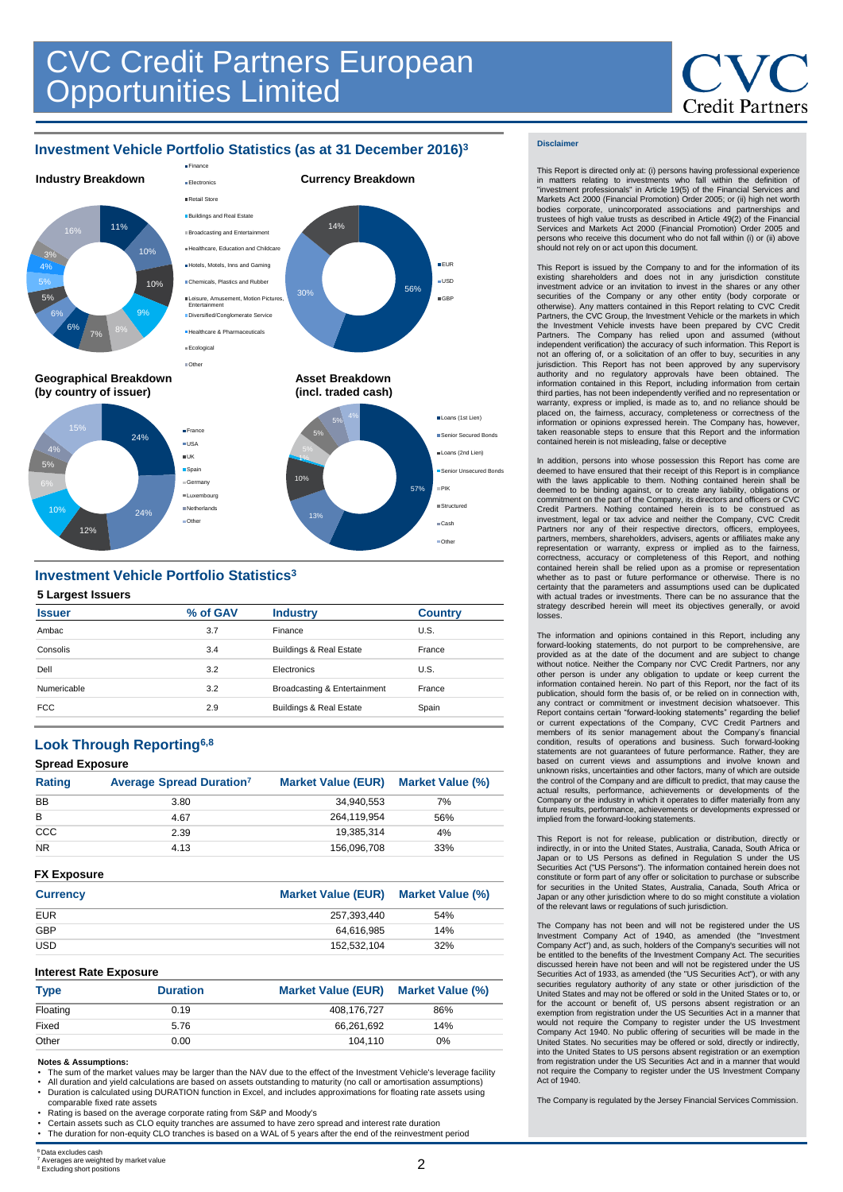# CVC Credit Partners European Opportunities Limited

## Investment Vehicle Portfolio Statistics (as at 31 December 2016)[3]

### Industry Breakdown

11%
10%
10%
9%
8%
7%
6%
6%
5%
5%
4%
3%
16%

Finance
Electronics
Retail Store
Buildings and Real Estate
Broadcasting and Entertainment
Healthcare, Education and Childcare
Hotels, Motels, Inns and Gaming
Chemicals, Plastics and Rubber
Leisure, Amusement, Motion Pictures, Entertainment
Diversified/Conglomerate Service
Healthcare & Pharmaceuticals
Ecological
Other

### Currency Breakdown

56%
30%
14%

EUR
USD
GBP

### Geographical Breakdown (by country of issuer)

24%
24%
12%
10%
6%
5%
4%
15%

France
USA
UK
Spain
Germany
Luxembourg
Netherlands
Other

### Asset Breakdown (incl. traded cash)

57%
13%
10%
1%
5%
5%
5%
4%

Loans (1st Lien)
Senior Secured Bonds
Loans (2nd Lien)
Senior Unsecured Bonds
PIK
Structured
Cash
Other

## Investment Vehicle Portfolio Statistics[3]

### 5 Largest Issuers

| Issuer | % of GAV | Industry | Country |
|---|---|---|---|
| Ambac | 3.7 | Finance | U.S. |
| Consolis | 3.4 | Buildings & Real Estate | France |
| Dell | 3.2 | Electronics | U.S. |
| Numericable | 3.2 | Broadcasting & Entertainment | France |
| FCC | 2.9 | Buildings & Real Estate | Spain |

## Look Through Reporting[6,8]

### Spread Exposure

| Rating | Average Spread Duration[7] | Market Value (EUR) | Market Value (%) |
|---|---|---|---|
| BB | 3.80 | 34,940,553 | 7% |
| B | 4.67 | 264,119,954 | 56% |
| CCC | 2.39 | 19,385,314 | 4% |
| NR | 4.13 | 156,096,708 | 33% |

### FX Exposure

| Currency | Market Value (EUR) | Market Value (%) |
|---|---|---|
| EUR | 257,393,440 | 54% |
| GBP | 64,616,985 | 14% |
| USD | 152,532,104 | 32% |

### Interest Rate Exposure

| Type | Duration | Market Value (EUR) | Market Value (%) |
|---|---|---|---|
| Floating | 0.19 | 408,176,727 | 86% |
| Fixed | 5.76 | 66,261,692 | 14% |
| Other | 0.00 | 104,110 | 0% |

**Notes & Assumptions:**

- The sum of the market values may be larger than the NAV due to the effect of the Investment Vehicle's leverage facility
- All duration and yield calculations are based on assets outstanding to maturity (no call or amortisation assumptions)
- Duration is calculated using DURATION function in Excel, and includes approximations for floating rate assets using comparable fixed rate assets
- Rating is based on the average corporate rating from S&P and Moody's
- Certain assets such as CLO equity tranches are assumed to have zero spread and interest rate duration
- The duration for non-equity CLO tranches is based on a WAL of 5 years after the end of the reinvestment period

### Disclaimer

This Report is directed only at: (i) persons having professional experience in matters relating to investments who fall within the definition of "investment professionals" in Article 19(5) of the Financial Services and Markets Act 2000 (Financial Promotion) Order 2005; or (ii) high net worth bodies corporate, unincorporated associations and partnerships and trustees of high value trusts as described in Article 49(2) of the Financial Services and Markets Act 2000 (Financial Promotion) Order 2005 and persons who receive this document who do not fall within (i) or (ii) above should not rely on or act upon this document.

This Report is issued by the Company to and for the information of its existing shareholders and does not in any jurisdiction constitute investment advice or an invitation to invest in the shares or any other securities of the Company or any other entity (body corporate or otherwise). Any matters contained in this Report relating to CVC Credit Partners, the CVC Group, the Investment Vehicle or the markets in which the Investment Vehicle invests have been prepared by CVC Credit Partners. The Company has relied upon and assumed (without independent verification) the accuracy of such information. This Report is not an offering of, or a solicitation of an offer to buy, securities in any jurisdiction. This Report has not been approved by any supervisory authority and no regulatory approvals have been obtained. The information contained in this Report, including information from certain third parties, has not been independently verified and no representation or warranty, express or implied, is made as to, and no reliance should be placed on, the fairness, accuracy, completeness or correctness of the information or opinions expressed herein. The Company has, however, taken reasonable steps to ensure that this Report and the information contained herein is not misleading, false or deceptive

In addition, persons into whose possession this Report has come are deemed to have ensured that their receipt of this Report is in compliance with the laws applicable to them. Nothing contained herein shall be deemed to be binding against, or to create any liability, obligations or commitment on the part of the Company, its directors and officers or CVC Credit Partners. Nothing contained herein is to be construed as investment, legal or tax advice and neither the Company, CVC Credit Partners nor any of their respective directors, officers, employees, partners, members, shareholders, advisers, agents or affiliates make any representation or warranty, express or implied as to the fairness, correctness, accuracy or completeness of this Report, and nothing contained herein shall be relied upon as a promise or representation whether as to past or future performance or otherwise. There is no certainty that the parameters and assumptions used can be duplicated with actual trades or investments. There can be no assurance that the strategy described herein will meet its objectives generally, or avoid losses.

The information and opinions contained in this Report, including any forward-looking statements, do not purport to be comprehensive, are provided as at the date of the document and are subject to change without notice. Neither the Company nor CVC Credit Partners, nor any other person is under any obligation to update or keep current the information contained herein. No part of this Report, nor the fact of its publication, should form the basis of, or be relied on in connection with, any contract or commitment or investment decision whatsoever. This Report contains certain "forward-looking statements" regarding the belief or current expectations of the Company, CVC Credit Partners and members of its senior management about the Company's financial condition, results of operations and business. Such forward-looking statements are not guarantees of future performance. Rather, they are based on current views and assumptions and involve known and unknown risks, uncertainties and other factors, many of which are outside the control of the Company and are difficult to predict, that may cause the actual results, performance, achievements or developments of the Company or the industry in which it operates to differ materially from any future results, performance, achievements or developments expressed or implied from the forward-looking statements.

This Report is not for release, publication or distribution, directly or indirectly, in or into the United States, Australia, Canada, South Africa or Japan or to US Persons as defined in Regulation S under the US Securities Act ("US Persons"). The information contained herein does not constitute or form part of any offer or solicitation to purchase or subscribe for securities in the United States, Australia, Canada, South Africa or Japan or any other jurisdiction where to do so might constitute a violation of the relevant laws or regulations of such jurisdiction.

The Company has not been and will not be registered under the US Investment Company Act of 1940, as amended (the "Investment Company Act") and, as such, holders of the Company's securities will not be entitled to the benefits of the Investment Company Act. The securities discussed herein have not been and will not be registered under the US Securities Act of 1933, as amended (the "US Securities Act"), or with any securities regulatory authority of any state or other jurisdiction of the United States and may not be offered or sold in the United States or to, or for the account or benefit of, US persons absent registration or an exemption from registration under the US Securities Act in a manner that would not require the Company to register under the US Investment Company Act 1940. No public offering of securities will be made in the United States. No securities may be offered or sold, directly or indirectly, into the United States to US persons absent registration or an exemption from registration under the US Securities Act and in a manner that would not require the Company to register under the US Investment Company Act of 1940.

The Company is regulated by the Jersey Financial Services Commission.

---

[6] Data excludes cash
[7] Averages are weighted by market value
[8] Excluding short positions